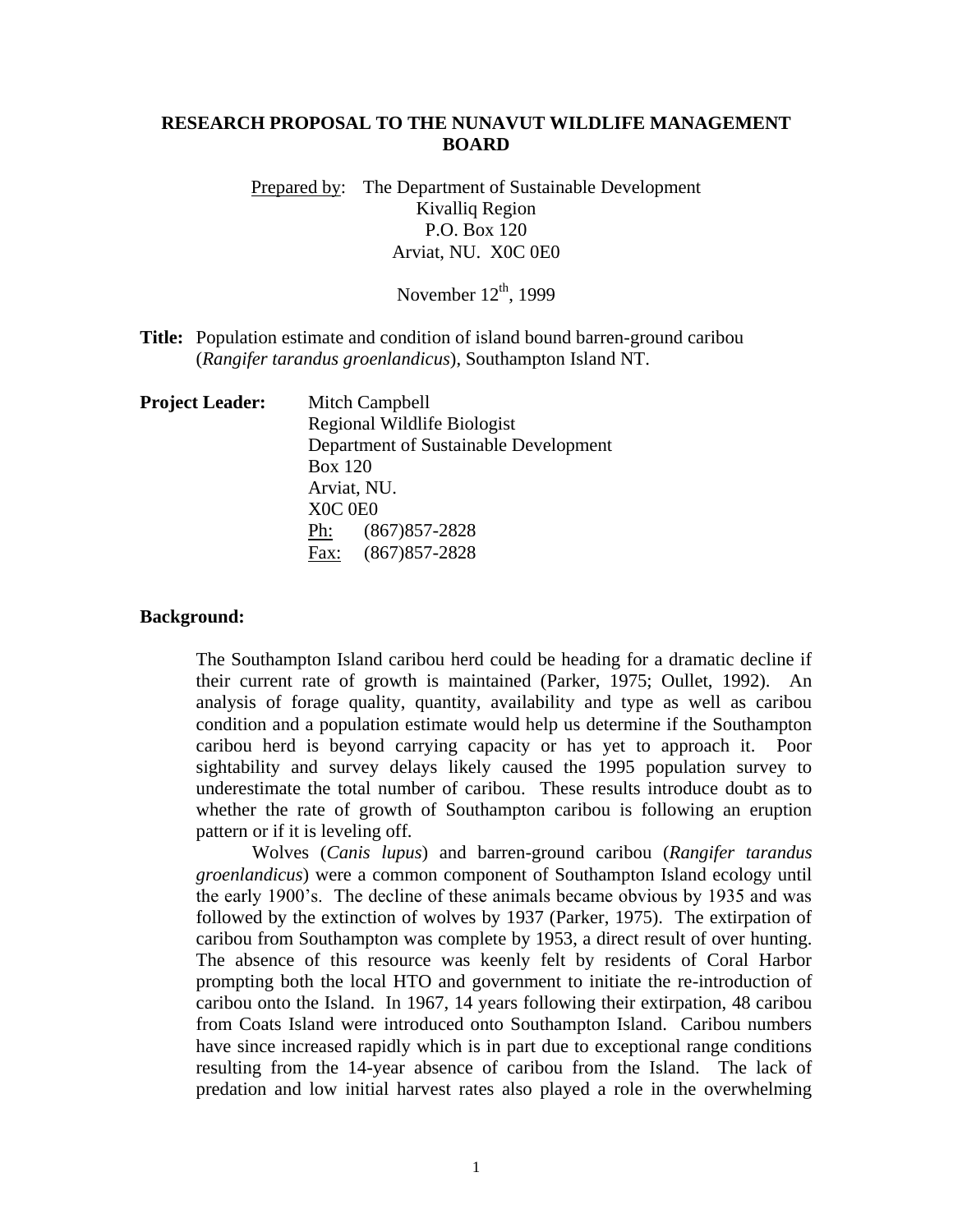**RESEARCH PROPOSAL TO THE NUNAVUT WILDLIFE MANAGEMENT BOARD**

Prepared by: The Department of Sustainable Development
Kivalliq Region
P.O. Box 120
Arviat, NU. X0C 0E0

November 12th, 1999

**Title:** Population estimate and condition of island bound barren-ground caribou (*Rangifer tarandus groenlandicus*), Southampton Island NT.

**Project Leader:** Mitch Campbell
Regional Wildlife Biologist
Department of Sustainable Development
Box 120
Arviat, NU.
X0C 0E0
Ph: (867)857-2828
Fax: (867)857-2828

## Background:

The Southampton Island caribou herd could be heading for a dramatic decline if their current rate of growth is maintained (Parker, 1975; Oullet, 1992). An analysis of forage quality, quantity, availability and type as well as caribou condition and a population estimate would help us determine if the Southampton caribou herd is beyond carrying capacity or has yet to approach it. Poor sightability and survey delays likely caused the 1995 population survey to underestimate the total number of caribou. These results introduce doubt as to whether the rate of growth of Southampton caribou is following an eruption pattern or if it is leveling off.

Wolves (*Canis lupus*) and barren-ground caribou (*Rangifer tarandus groenlandicus*) were a common component of Southampton Island ecology until the early 1900's. The decline of these animals became obvious by 1935 and was followed by the extinction of wolves by 1937 (Parker, 1975). The extirpation of caribou from Southampton was complete by 1953, a direct result of over hunting. The absence of this resource was keenly felt by residents of Coral Harbor prompting both the local HTO and government to initiate the re-introduction of caribou onto the Island. In 1967, 14 years following their extirpation, 48 caribou from Coats Island were introduced onto Southampton Island. Caribou numbers have since increased rapidly which is in part due to exceptional range conditions resulting from the 14-year absence of caribou from the Island. The lack of predation and low initial harvest rates also played a role in the overwhelming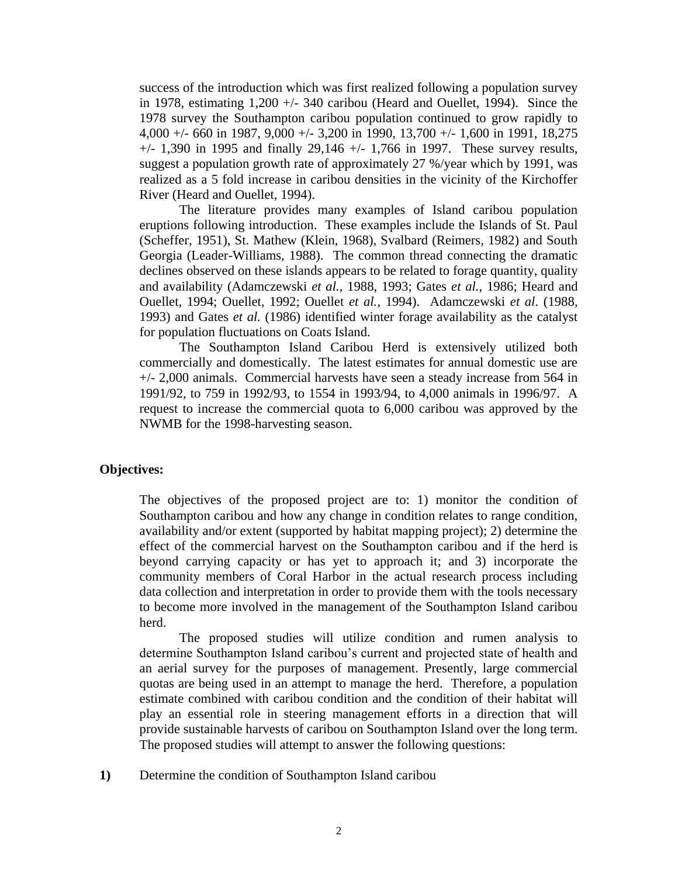success of the introduction which was first realized following a population survey in 1978, estimating 1,200 +/- 340 caribou (Heard and Ouellet, 1994). Since the 1978 survey the Southampton caribou population continued to grow rapidly to 4,000 +/- 660 in 1987, 9,000 +/- 3,200 in 1990, 13,700 +/- 1,600 in 1991, 18,275 +/- 1,390 in 1995 and finally 29,146 +/- 1,766 in 1997. These survey results, suggest a population growth rate of approximately 27 %/year which by 1991, was realized as a 5 fold increase in caribou densities in the vicinity of the Kirchoffer River (Heard and Ouellet, 1994).

The literature provides many examples of Island caribou population eruptions following introduction. These examples include the Islands of St. Paul (Scheffer, 1951), St. Mathew (Klein, 1968), Svalbard (Reimers, 1982) and South Georgia (Leader-Williams, 1988). The common thread connecting the dramatic declines observed on these islands appears to be related to forage quantity, quality and availability (Adamczewski *et al.*, 1988, 1993; Gates *et al.*, 1986; Heard and Ouellet, 1994; Ouellet, 1992; Ouellet *et al.*, 1994). Adamczewski *et al*. (1988, 1993) and Gates *et al.* (1986) identified winter forage availability as the catalyst for population fluctuations on Coats Island.

The Southampton Island Caribou Herd is extensively utilized both commercially and domestically. The latest estimates for annual domestic use are +/- 2,000 animals. Commercial harvests have seen a steady increase from 564 in 1991/92, to 759 in 1992/93, to 1554 in 1993/94, to 4,000 animals in 1996/97. A request to increase the commercial quota to 6,000 caribou was approved by the NWMB for the 1998-harvesting season.

**Objectives:**

The objectives of the proposed project are to: 1) monitor the condition of Southampton caribou and how any change in condition relates to range condition, availability and/or extent (supported by habitat mapping project); 2) determine the effect of the commercial harvest on the Southampton caribou and if the herd is beyond carrying capacity or has yet to approach it; and 3) incorporate the community members of Coral Harbor in the actual research process including data collection and interpretation in order to provide them with the tools necessary to become more involved in the management of the Southampton Island caribou herd.

The proposed studies will utilize condition and rumen analysis to determine Southampton Island caribou's current and projected state of health and an aerial survey for the purposes of management. Presently, large commercial quotas are being used in an attempt to manage the herd. Therefore, a population estimate combined with caribou condition and the condition of their habitat will play an essential role in steering management efforts in a direction that will provide sustainable harvests of caribou on Southampton Island over the long term. The proposed studies will attempt to answer the following questions:

**1)** Determine the condition of Southampton Island caribou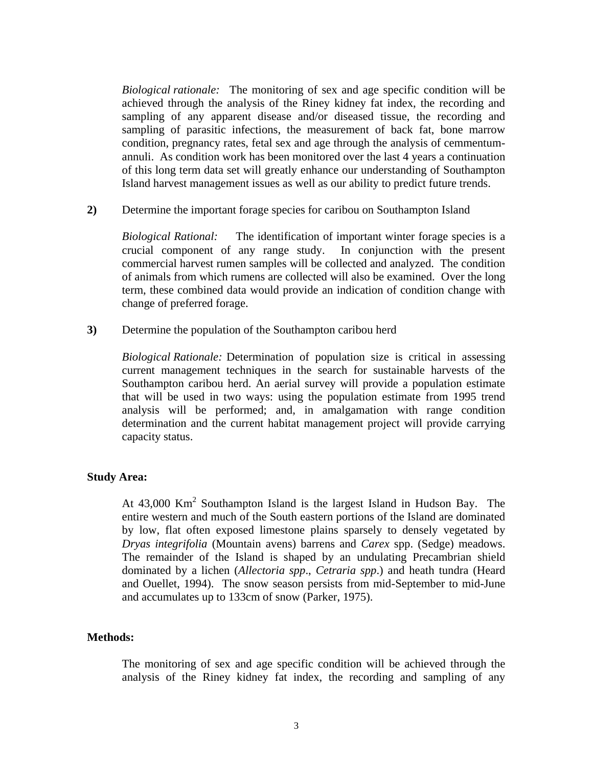*Biological rationale:* The monitoring of sex and age specific condition will be achieved through the analysis of the Riney kidney fat index, the recording and sampling of any apparent disease and/or diseased tissue, the recording and sampling of parasitic infections, the measurement of back fat, bone marrow condition, pregnancy rates, fetal sex and age through the analysis of cemmentum-annuli. As condition work has been monitored over the last 4 years a continuation of this long term data set will greatly enhance our understanding of Southampton Island harvest management issues as well as our ability to predict future trends.

**2)** Determine the important forage species for caribou on Southampton Island

*Biological Rational:* The identification of important winter forage species is a crucial component of any range study. In conjunction with the present commercial harvest rumen samples will be collected and analyzed. The condition of animals from which rumens are collected will also be examined. Over the long term, these combined data would provide an indication of condition change with change of preferred forage.

**3)** Determine the population of the Southampton caribou herd

*Biological Rationale:* Determination of population size is critical in assessing current management techniques in the search for sustainable harvests of the Southampton caribou herd. An aerial survey will provide a population estimate that will be used in two ways: using the population estimate from 1995 trend analysis will be performed; and, in amalgamation with range condition determination and the current habitat management project will provide carrying capacity status.

**Study Area:**

At 43,000 $Km^2$ Southampton Island is the largest Island in Hudson Bay. The entire western and much of the South eastern portions of the Island are dominated by low, flat often exposed limestone plains sparsely to densely vegetated by *Dryas integrifolia* (Mountain avens) barrens and *Carex* spp. (Sedge) meadows. The remainder of the Island is shaped by an undulating Precambrian shield dominated by a lichen (*Allectoria spp*., *Cetraria spp*.) and heath tundra (Heard and Ouellet, 1994). The snow season persists from mid-September to mid-June and accumulates up to 133cm of snow (Parker, 1975).

**Methods:**

The monitoring of sex and age specific condition will be achieved through the analysis of the Riney kidney fat index, the recording and sampling of any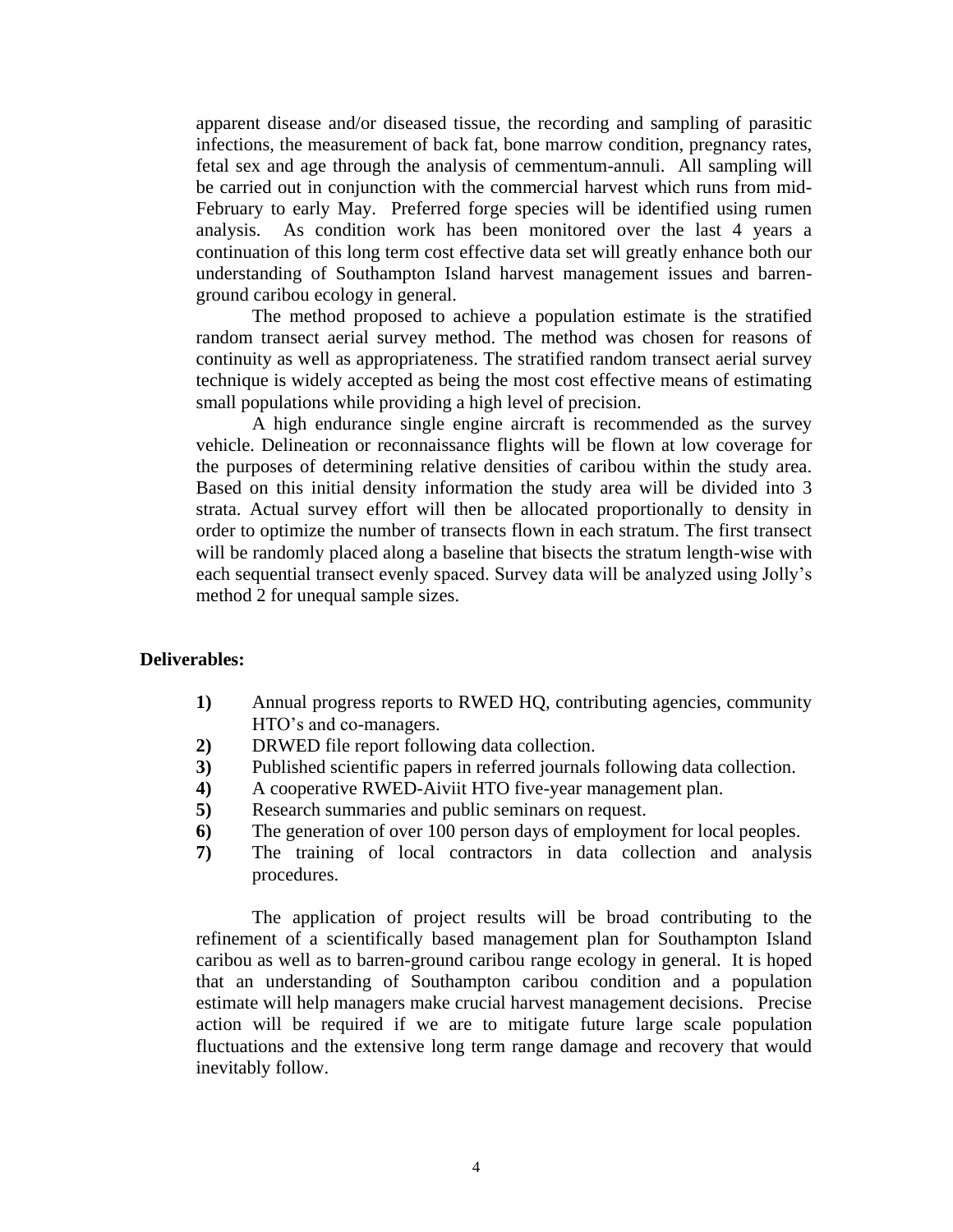apparent disease and/or diseased tissue, the recording and sampling of parasitic infections, the measurement of back fat, bone marrow condition, pregnancy rates, fetal sex and age through the analysis of cemmentum-annuli. All sampling will be carried out in conjunction with the commercial harvest which runs from mid-February to early May. Preferred forge species will be identified using rumen analysis. As condition work has been monitored over the last 4 years a continuation of this long term cost effective data set will greatly enhance both our understanding of Southampton Island harvest management issues and barren-ground caribou ecology in general.

The method proposed to achieve a population estimate is the stratified random transect aerial survey method. The method was chosen for reasons of continuity as well as appropriateness. The stratified random transect aerial survey technique is widely accepted as being the most cost effective means of estimating small populations while providing a high level of precision.

A high endurance single engine aircraft is recommended as the survey vehicle. Delineation or reconnaissance flights will be flown at low coverage for the purposes of determining relative densities of caribou within the study area. Based on this initial density information the study area will be divided into 3 strata. Actual survey effort will then be allocated proportionally to density in order to optimize the number of transects flown in each stratum. The first transect will be randomly placed along a baseline that bisects the stratum length-wise with each sequential transect evenly spaced. Survey data will be analyzed using Jolly's method 2 for unequal sample sizes.

**Deliverables:**

1) Annual progress reports to RWED HQ, contributing agencies, community HTO's and co-managers.
2) DRWED file report following data collection.
3) Published scientific papers in referred journals following data collection.
4) A cooperative RWED-Aiviit HTO five-year management plan.
5) Research summaries and public seminars on request.
6) The generation of over 100 person days of employment for local peoples.
7) The training of local contractors in data collection and analysis procedures.

The application of project results will be broad contributing to the refinement of a scientifically based management plan for Southampton Island caribou as well as to barren-ground caribou range ecology in general. It is hoped that an understanding of Southampton caribou condition and a population estimate will help managers make crucial harvest management decisions. Precise action will be required if we are to mitigate future large scale population fluctuations and the extensive long term range damage and recovery that would inevitably follow.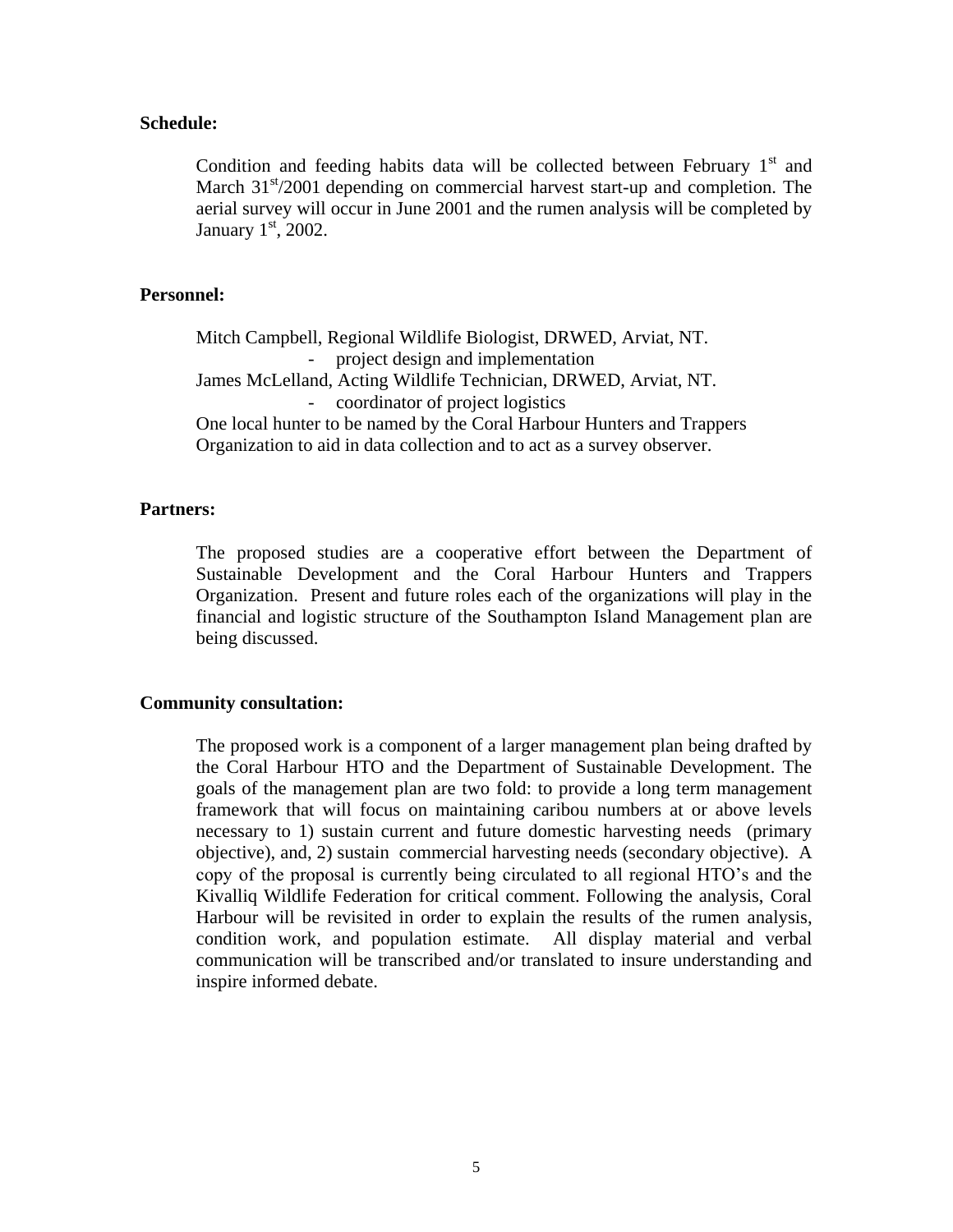**Schedule:**

Condition and feeding habits data will be collected between February 1st and March 31st/2001 depending on commercial harvest start-up and completion. The aerial survey will occur in June 2001 and the rumen analysis will be completed by January 1st, 2002.

**Personnel:**

Mitch Campbell, Regional Wildlife Biologist, DRWED, Arviat, NT.

- project design and implementation

James McLelland, Acting Wildlife Technician, DRWED, Arviat, NT.

- coordinator of project logistics

One local hunter to be named by the Coral Harbour Hunters and Trappers Organization to aid in data collection and to act as a survey observer.

**Partners:**

The proposed studies are a cooperative effort between the Department of Sustainable Development and the Coral Harbour Hunters and Trappers Organization. Present and future roles each of the organizations will play in the financial and logistic structure of the Southampton Island Management plan are being discussed.

**Community consultation:**

The proposed work is a component of a larger management plan being drafted by the Coral Harbour HTO and the Department of Sustainable Development. The goals of the management plan are two fold: to provide a long term management framework that will focus on maintaining caribou numbers at or above levels necessary to 1) sustain current and future domestic harvesting needs (primary objective), and, 2) sustain commercial harvesting needs (secondary objective). A copy of the proposal is currently being circulated to all regional HTO's and the Kivalliq Wildlife Federation for critical comment. Following the analysis, Coral Harbour will be revisited in order to explain the results of the rumen analysis, condition work, and population estimate. All display material and verbal communication will be transcribed and/or translated to insure understanding and inspire informed debate.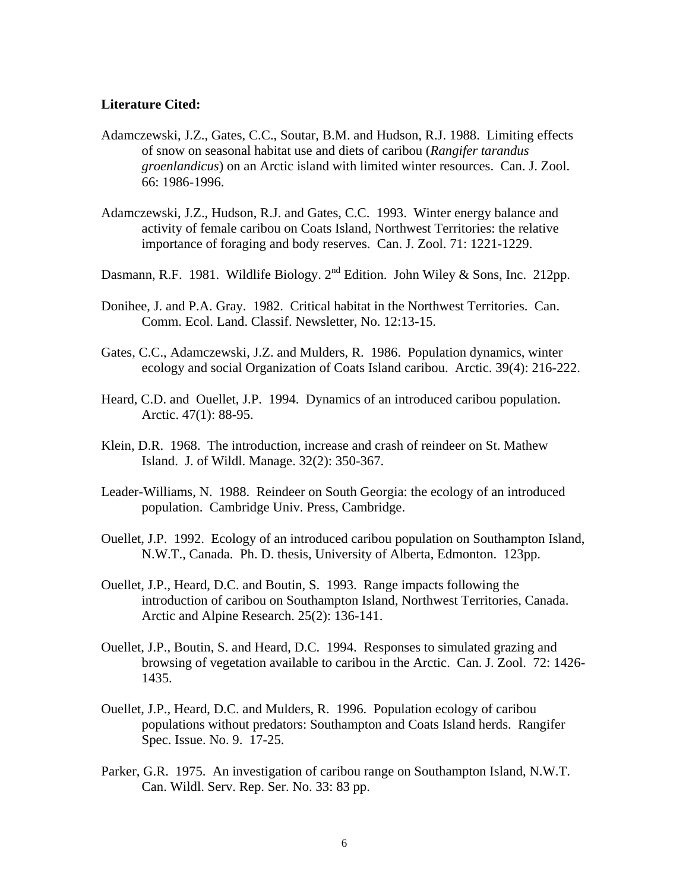**Literature Cited:**

Adamczewski, J.Z., Gates, C.C., Soutar, B.M. and Hudson, R.J. 1988. Limiting effects of snow on seasonal habitat use and diets of caribou (*Rangifer tarandus groenlandicus*) on an Arctic island with limited winter resources. Can. J. Zool. 66: 1986-1996.

Adamczewski, J.Z., Hudson, R.J. and Gates, C.C. 1993. Winter energy balance and activity of female caribou on Coats Island, Northwest Territories: the relative importance of foraging and body reserves. Can. J. Zool. 71: 1221-1229.

Dasmann, R.F. 1981. Wildlife Biology. 2nd Edition. John Wiley & Sons, Inc. 212pp.

Donihee, J. and P.A. Gray. 1982. Critical habitat in the Northwest Territories. Can. Comm. Ecol. Land. Classif. Newsletter, No. 12:13-15.

Gates, C.C., Adamczewski, J.Z. and Mulders, R. 1986. Population dynamics, winter ecology and social Organization of Coats Island caribou. Arctic. 39(4): 216-222.

Heard, C.D. and Ouellet, J.P. 1994. Dynamics of an introduced caribou population. Arctic. 47(1): 88-95.

Klein, D.R. 1968. The introduction, increase and crash of reindeer on St. Mathew Island. J. of Wildl. Manage. 32(2): 350-367.

Leader-Williams, N. 1988. Reindeer on South Georgia: the ecology of an introduced population. Cambridge Univ. Press, Cambridge.

Ouellet, J.P. 1992. Ecology of an introduced caribou population on Southampton Island, N.W.T., Canada. Ph. D. thesis, University of Alberta, Edmonton. 123pp.

Ouellet, J.P., Heard, D.C. and Boutin, S. 1993. Range impacts following the introduction of caribou on Southampton Island, Northwest Territories, Canada. Arctic and Alpine Research. 25(2): 136-141.

Ouellet, J.P., Boutin, S. and Heard, D.C. 1994. Responses to simulated grazing and browsing of vegetation available to caribou in the Arctic. Can. J. Zool. 72: 1426-1435.

Ouellet, J.P., Heard, D.C. and Mulders, R. 1996. Population ecology of caribou populations without predators: Southampton and Coats Island herds. Rangifer Spec. Issue. No. 9. 17-25.

Parker, G.R. 1975. An investigation of caribou range on Southampton Island, N.W.T. Can. Wildl. Serv. Rep. Ser. No. 33: 83 pp.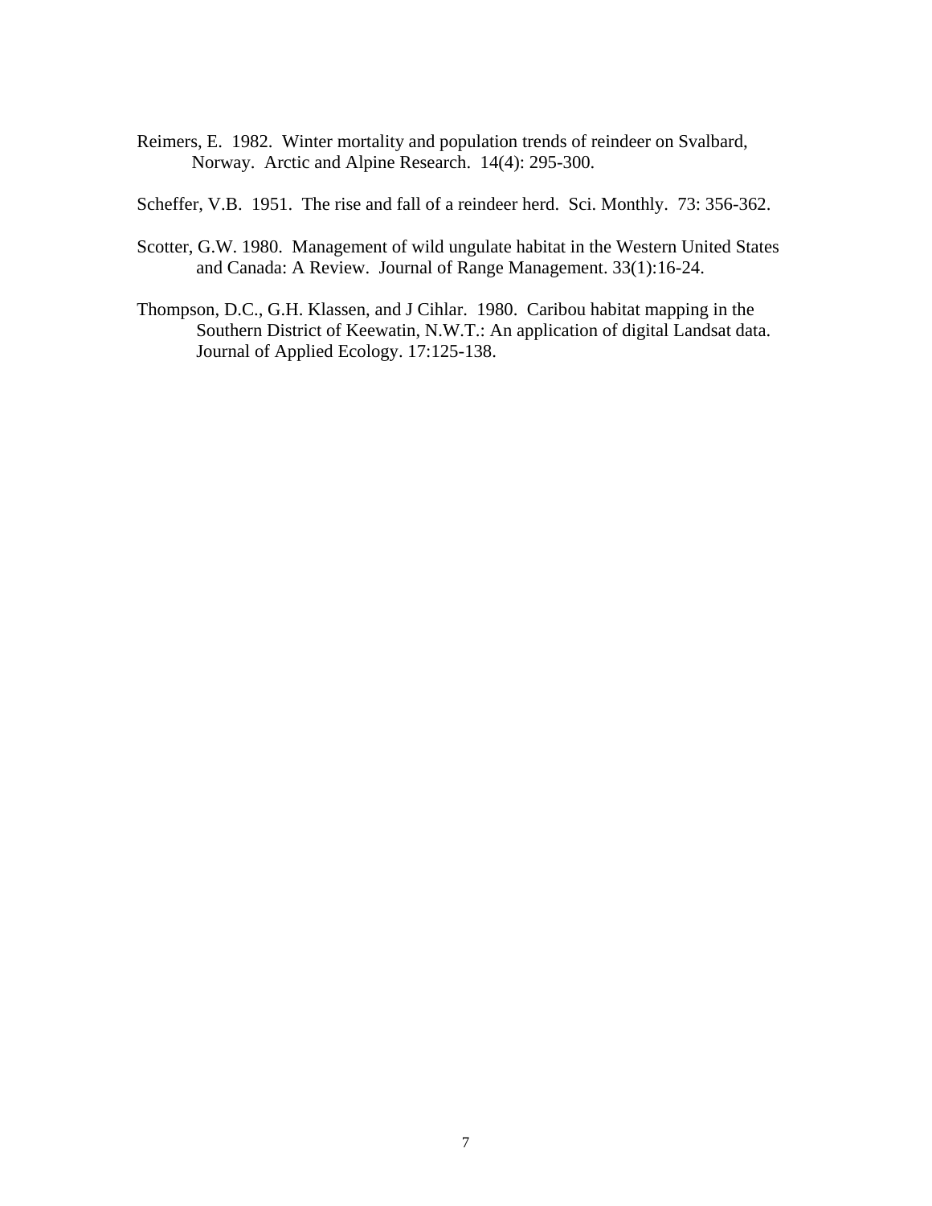Reimers, E. 1982. Winter mortality and population trends of reindeer on Svalbard, Norway. Arctic and Alpine Research. 14(4): 295-300.

Scheffer, V.B. 1951. The rise and fall of a reindeer herd. Sci. Monthly. 73: 356-362.

Scotter, G.W. 1980. Management of wild ungulate habitat in the Western United States and Canada: A Review. Journal of Range Management. 33(1):16-24.

Thompson, D.C., G.H. Klassen, and J Cihlar. 1980. Caribou habitat mapping in the Southern District of Keewatin, N.W.T.: An application of digital Landsat data. Journal of Applied Ecology. 17:125-138.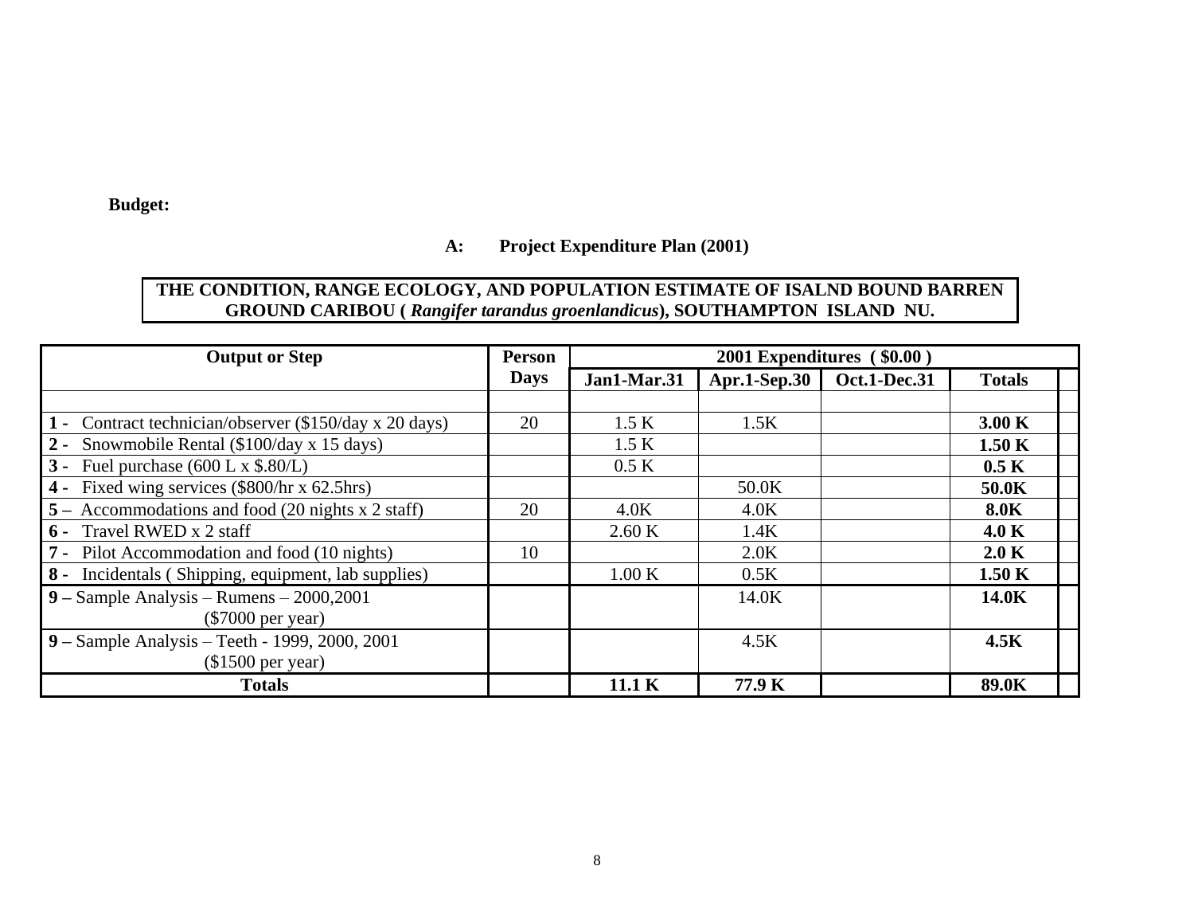**Budget:**

**A: Project Expenditure Plan (2001)**

**THE CONDITION, RANGE ECOLOGY, AND POPULATION ESTIMATE OF ISALND BOUND BARREN GROUND CARIBOU ( *Rangifer tarandus groenlandicus*), SOUTHAMPTON ISLAND NU.**

| Output or Step | Person Days | 2001 Expenditures ( $0.00 ) | | | | |
|---|---|---|---|---|---|---|
| | | Jan1-Mar.31 | Apr.1-Sep.30 | Oct.1-Dec.31 | Totals | |
| | | | | | | |
| **1 -** Contract technician/observer ($150/day x 20 days) | 20 | 1.5 K | 1.5K | | **3.00 K** | |
| **2 -** Snowmobile Rental ($100/day x 15 days) | | 1.5 K | | | **1.50 K** | |
| **3 -** Fuel purchase (600 L x $.80/L) | | 0.5 K | | | **0.5 K** | |
| **4 -** Fixed wing services ($800/hr x 62.5hrs) | | | 50.0K | | **50.0K** | |
| **5 –** Accommodations and food (20 nights x 2 staff) | 20 | 4.0K | 4.0K | | **8.0K** | |
| **6 -** Travel RWED x 2 staff | | 2.60 K | 1.4K | | **4.0 K** | |
| **7 -** Pilot Accommodation and food (10 nights) | 10 | | 2.0K | | **2.0 K** | |
| **8 -** Incidentals ( Shipping, equipment, lab supplies) | | 1.00 K | 0.5K | | **1.50 K** | |
| **9 –** Sample Analysis – Rumens – 2000,2001 ($7000 per year) | | | 14.0K | | **14.0K** | |
| **9 –** Sample Analysis – Teeth - 1999, 2000, 2001 ($1500 per year) | | | 4.5K | | **4.5K** | |
| **Totals** | | **11.1 K** | **77.9 K** | | **89.0K** | |